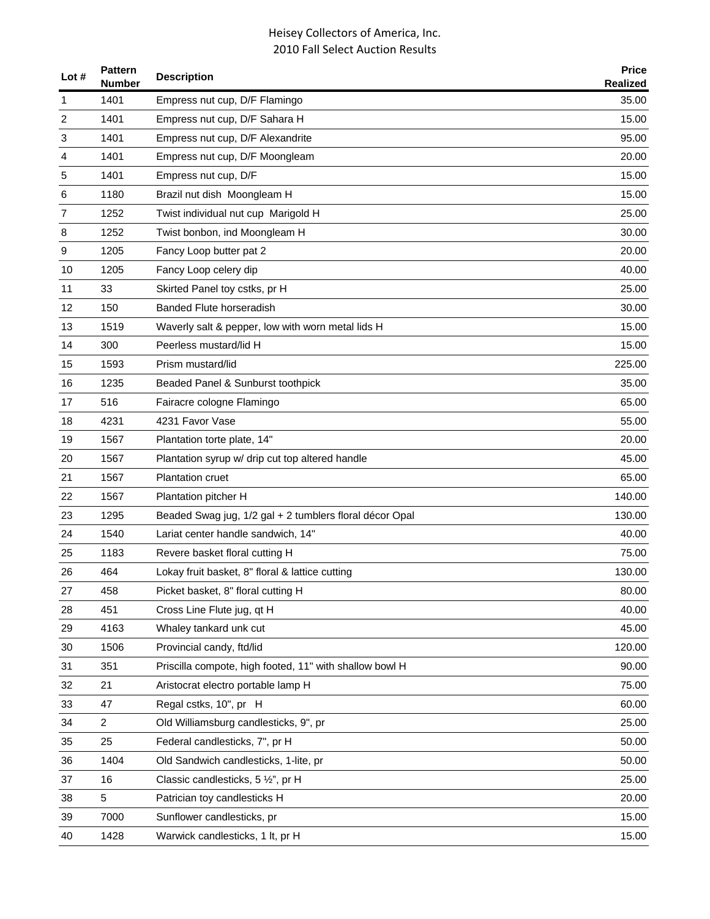# Heisey Collectors of America, Inc.
## 2010 Fall Select Auction Results

| Lot # | Pattern Number | Description | Price Realized |
|---|---|---|---|
| 1 | 1401 | Empress nut cup, D/F Flamingo | 35.00 |
| 2 | 1401 | Empress nut cup, D/F Sahara H | 15.00 |
| 3 | 1401 | Empress nut cup, D/F Alexandrite | 95.00 |
| 4 | 1401 | Empress nut cup, D/F Moongleam | 20.00 |
| 5 | 1401 | Empress nut cup, D/F | 15.00 |
| 6 | 1180 | Brazil nut dish Moongleam H | 15.00 |
| 7 | 1252 | Twist individual nut cup Marigold H | 25.00 |
| 8 | 1252 | Twist bonbon, ind Moongleam H | 30.00 |
| 9 | 1205 | Fancy Loop butter pat 2 | 20.00 |
| 10 | 1205 | Fancy Loop celery dip | 40.00 |
| 11 | 33 | Skirted Panel toy cstks, pr H | 25.00 |
| 12 | 150 | Banded Flute horseradish | 30.00 |
| 13 | 1519 | Waverly salt & pepper, low with worn metal lids H | 15.00 |
| 14 | 300 | Peerless mustard/lid H | 15.00 |
| 15 | 1593 | Prism mustard/lid | 225.00 |
| 16 | 1235 | Beaded Panel & Sunburst toothpick | 35.00 |
| 17 | 516 | Fairacre cologne Flamingo | 65.00 |
| 18 | 4231 | 4231 Favor Vase | 55.00 |
| 19 | 1567 | Plantation torte plate, 14" | 20.00 |
| 20 | 1567 | Plantation syrup w/ drip cut top altered handle | 45.00 |
| 21 | 1567 | Plantation cruet | 65.00 |
| 22 | 1567 | Plantation pitcher H | 140.00 |
| 23 | 1295 | Beaded Swag jug, 1/2 gal + 2 tumblers floral décor Opal | 130.00 |
| 24 | 1540 | Lariat center handle sandwich, 14" | 40.00 |
| 25 | 1183 | Revere basket floral cutting H | 75.00 |
| 26 | 464 | Lokay fruit basket, 8" floral & lattice cutting | 130.00 |
| 27 | 458 | Picket basket, 8" floral cutting H | 80.00 |
| 28 | 451 | Cross Line Flute jug, qt H | 40.00 |
| 29 | 4163 | Whaley tankard unk cut | 45.00 |
| 30 | 1506 | Provincial candy, ftd/lid | 120.00 |
| 31 | 351 | Priscilla compote, high footed, 11" with shallow bowl H | 90.00 |
| 32 | 21 | Aristocrat electro portable lamp H | 75.00 |
| 33 | 47 | Regal cstks, 10", pr H | 60.00 |
| 34 | 2 | Old Williamsburg candlesticks, 9", pr | 25.00 |
| 35 | 25 | Federal candlesticks, 7", pr H | 50.00 |
| 36 | 1404 | Old Sandwich candlesticks, 1-lite, pr | 50.00 |
| 37 | 16 | Classic candlesticks, 5 ½", pr H | 25.00 |
| 38 | 5 | Patrician toy candlesticks H | 20.00 |
| 39 | 7000 | Sunflower candlesticks, pr | 15.00 |
| 40 | 1428 | Warwick candlesticks, 1 lt, pr H | 15.00 |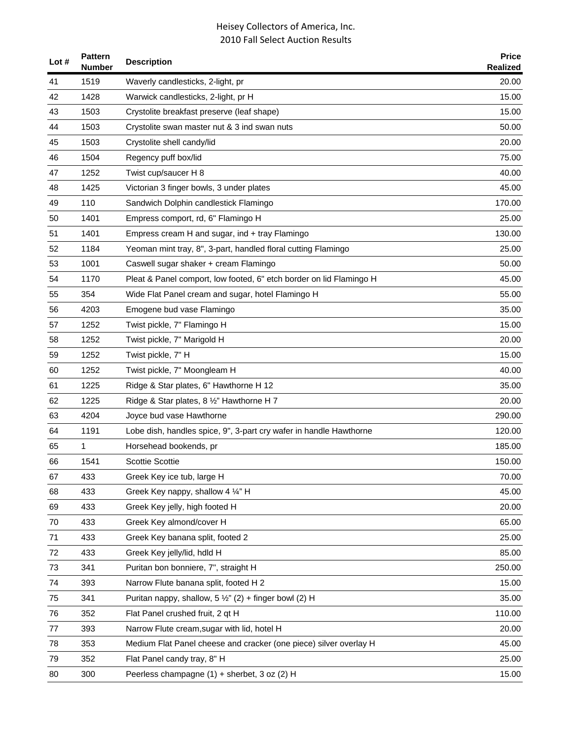# Heisey Collectors of America, Inc.
## 2010 Fall Select Auction Results

| Lot # | Pattern Number | Description | Price Realized |
|---|---|---|---|
| 41 | 1519 | Waverly candlesticks, 2-light, pr | 20.00 |
| 42 | 1428 | Warwick candlesticks, 2-light, pr H | 15.00 |
| 43 | 1503 | Crystolite breakfast preserve (leaf shape) | 15.00 |
| 44 | 1503 | Crystolite swan master nut & 3 ind swan nuts | 50.00 |
| 45 | 1503 | Crystolite shell candy/lid | 20.00 |
| 46 | 1504 | Regency puff box/lid | 75.00 |
| 47 | 1252 | Twist cup/saucer H 8 | 40.00 |
| 48 | 1425 | Victorian 3 finger bowls, 3 under plates | 45.00 |
| 49 | 110 | Sandwich Dolphin candlestick Flamingo | 170.00 |
| 50 | 1401 | Empress comport, rd, 6" Flamingo H | 25.00 |
| 51 | 1401 | Empress cream H and sugar, ind + tray Flamingo | 130.00 |
| 52 | 1184 | Yeoman mint tray, 8", 3-part, handled floral cutting Flamingo | 25.00 |
| 53 | 1001 | Caswell sugar shaker + cream Flamingo | 50.00 |
| 54 | 1170 | Pleat & Panel comport, low footed, 6" etch border on lid Flamingo H | 45.00 |
| 55 | 354 | Wide Flat Panel cream and sugar, hotel Flamingo H | 55.00 |
| 56 | 4203 | Emogene bud vase Flamingo | 35.00 |
| 57 | 1252 | Twist pickle, 7" Flamingo H | 15.00 |
| 58 | 1252 | Twist pickle, 7" Marigold H | 20.00 |
| 59 | 1252 | Twist pickle, 7" H | 15.00 |
| 60 | 1252 | Twist pickle, 7" Moongleam H | 40.00 |
| 61 | 1225 | Ridge & Star plates, 6" Hawthorne H 12 | 35.00 |
| 62 | 1225 | Ridge & Star plates, 8 ½" Hawthorne H 7 | 20.00 |
| 63 | 4204 | Joyce bud vase Hawthorne | 290.00 |
| 64 | 1191 | Lobe dish, handles spice, 9", 3-part cry wafer in handle Hawthorne | 120.00 |
| 65 | 1 | Horsehead bookends, pr | 185.00 |
| 66 | 1541 | Scottie Scottie | 150.00 |
| 67 | 433 | Greek Key ice tub, large H | 70.00 |
| 68 | 433 | Greek Key nappy, shallow 4 ¼" H | 45.00 |
| 69 | 433 | Greek Key jelly, high footed H | 20.00 |
| 70 | 433 | Greek Key almond/cover H | 65.00 |
| 71 | 433 | Greek Key banana split, footed 2 | 25.00 |
| 72 | 433 | Greek Key jelly/lid, hdld H | 85.00 |
| 73 | 341 | Puritan bon bonniere, 7", straight H | 250.00 |
| 74 | 393 | Narrow Flute banana split, footed H 2 | 15.00 |
| 75 | 341 | Puritan nappy, shallow, 5 ½" (2) + finger bowl (2) H | 35.00 |
| 76 | 352 | Flat Panel crushed fruit, 2 qt H | 110.00 |
| 77 | 393 | Narrow Flute cream,sugar with lid, hotel H | 20.00 |
| 78 | 353 | Medium Flat Panel cheese and cracker (one piece) silver overlay H | 45.00 |
| 79 | 352 | Flat Panel candy tray, 8" H | 25.00 |
| 80 | 300 | Peerless champagne (1) + sherbet, 3 oz (2) H | 15.00 |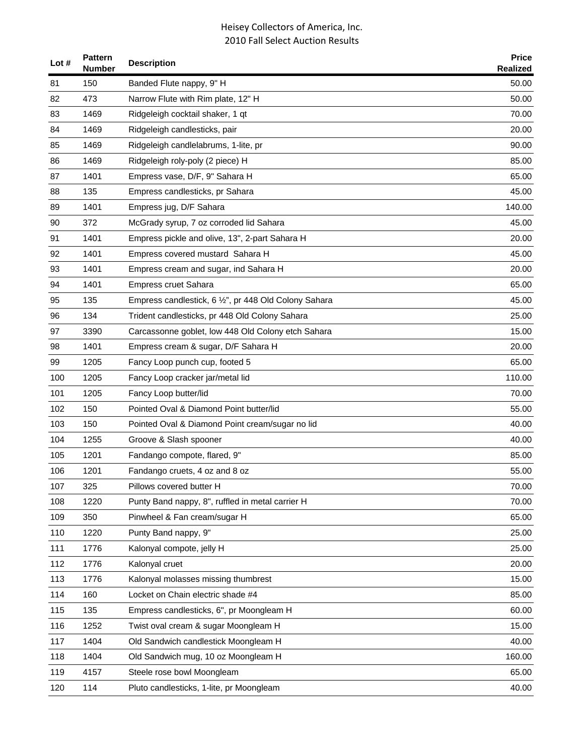# Heisey Collectors of America, Inc.
## 2010 Fall Select Auction Results

| Lot # | Pattern Number | Description | Price Realized |
|---|---|---|---|
| 81 | 150 | Banded Flute nappy, 9" H | 50.00 |
| 82 | 473 | Narrow Flute with Rim plate, 12" H | 50.00 |
| 83 | 1469 | Ridgeleigh cocktail shaker, 1 qt | 70.00 |
| 84 | 1469 | Ridgeleigh candlesticks, pair | 20.00 |
| 85 | 1469 | Ridgeleigh candlelabrums, 1-lite, pr | 90.00 |
| 86 | 1469 | Ridgeleigh roly-poly (2 piece) H | 85.00 |
| 87 | 1401 | Empress vase, D/F, 9" Sahara H | 65.00 |
| 88 | 135 | Empress candlesticks, pr Sahara | 45.00 |
| 89 | 1401 | Empress jug, D/F Sahara | 140.00 |
| 90 | 372 | McGrady syrup, 7 oz corroded lid Sahara | 45.00 |
| 91 | 1401 | Empress pickle and olive, 13", 2-part Sahara H | 20.00 |
| 92 | 1401 | Empress covered mustard Sahara H | 45.00 |
| 93 | 1401 | Empress cream and sugar, ind Sahara H | 20.00 |
| 94 | 1401 | Empress cruet Sahara | 65.00 |
| 95 | 135 | Empress candlestick, 6 ½", pr 448 Old Colony Sahara | 45.00 |
| 96 | 134 | Trident candlesticks, pr 448 Old Colony Sahara | 25.00 |
| 97 | 3390 | Carcassonne goblet, low 448 Old Colony etch Sahara | 15.00 |
| 98 | 1401 | Empress cream & sugar, D/F Sahara H | 20.00 |
| 99 | 1205 | Fancy Loop punch cup, footed 5 | 65.00 |
| 100 | 1205 | Fancy Loop cracker jar/metal lid | 110.00 |
| 101 | 1205 | Fancy Loop butter/lid | 70.00 |
| 102 | 150 | Pointed Oval & Diamond Point butter/lid | 55.00 |
| 103 | 150 | Pointed Oval & Diamond Point cream/sugar no lid | 40.00 |
| 104 | 1255 | Groove & Slash spooner | 40.00 |
| 105 | 1201 | Fandango compote, flared, 9" | 85.00 |
| 106 | 1201 | Fandango cruets, 4 oz and 8 oz | 55.00 |
| 107 | 325 | Pillows covered butter H | 70.00 |
| 108 | 1220 | Punty Band nappy, 8", ruffled in metal carrier H | 70.00 |
| 109 | 350 | Pinwheel & Fan cream/sugar H | 65.00 |
| 110 | 1220 | Punty Band nappy, 9" | 25.00 |
| 111 | 1776 | Kalonyal compote, jelly H | 25.00 |
| 112 | 1776 | Kalonyal cruet | 20.00 |
| 113 | 1776 | Kalonyal molasses missing thumbrest | 15.00 |
| 114 | 160 | Locket on Chain electric shade #4 | 85.00 |
| 115 | 135 | Empress candlesticks, 6", pr Moongleam H | 60.00 |
| 116 | 1252 | Twist oval cream & sugar Moongleam H | 15.00 |
| 117 | 1404 | Old Sandwich candlestick Moongleam H | 40.00 |
| 118 | 1404 | Old Sandwich mug, 10 oz Moongleam H | 160.00 |
| 119 | 4157 | Steele rose bowl Moongleam | 65.00 |
| 120 | 114 | Pluto candlesticks, 1-lite, pr Moongleam | 40.00 |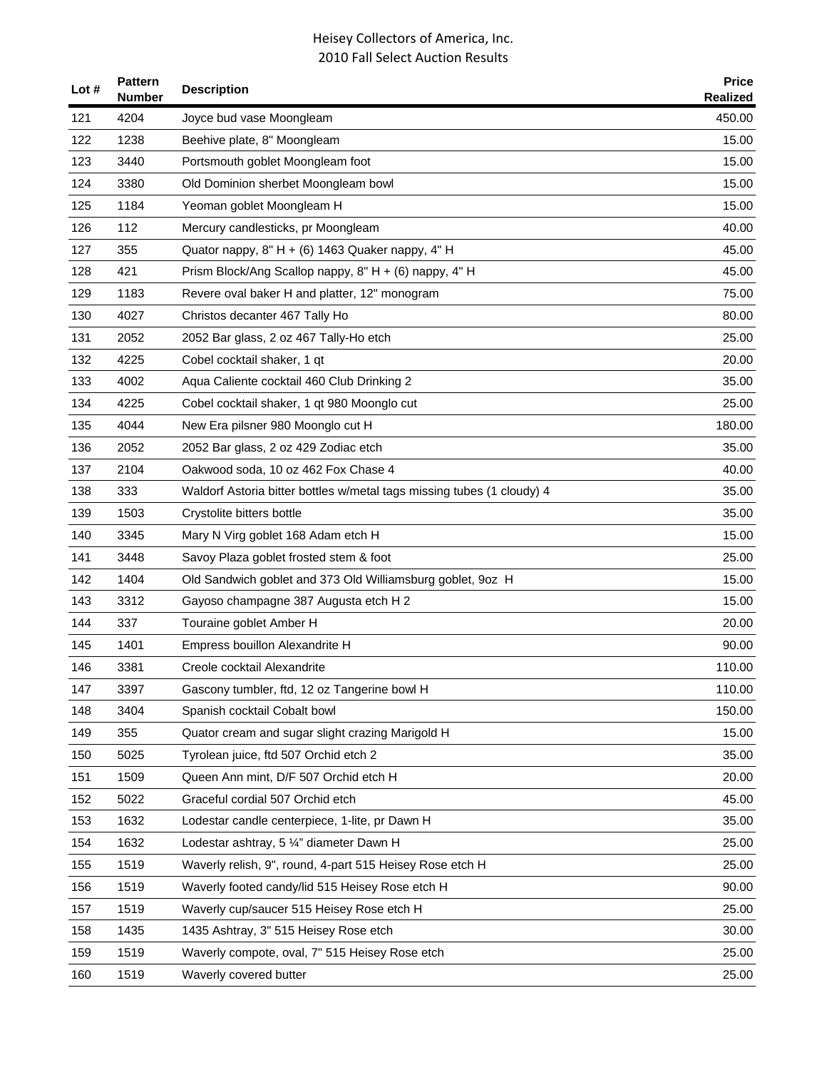| Lot # | Pattern Number | Description | Price Realized |
|---|---|---|---|
| 121 | 4204 | Joyce bud vase Moongleam | 450.00 |
| 122 | 1238 | Beehive plate, 8" Moongleam | 15.00 |
| 123 | 3440 | Portsmouth goblet Moongleam foot | 15.00 |
| 124 | 3380 | Old Dominion sherbet Moongleam bowl | 15.00 |
| 125 | 1184 | Yeoman goblet Moongleam H | 15.00 |
| 126 | 112 | Mercury candlesticks, pr Moongleam | 40.00 |
| 127 | 355 | Quator nappy, 8" H + (6) 1463 Quaker nappy, 4" H | 45.00 |
| 128 | 421 | Prism Block/Ang Scallop nappy, 8" H + (6) nappy, 4" H | 45.00 |
| 129 | 1183 | Revere oval baker H and platter, 12" monogram | 75.00 |
| 130 | 4027 | Christos decanter 467 Tally Ho | 80.00 |
| 131 | 2052 | 2052 Bar glass, 2 oz 467 Tally-Ho etch | 25.00 |
| 132 | 4225 | Cobel cocktail shaker, 1 qt | 20.00 |
| 133 | 4002 | Aqua Caliente cocktail 460 Club Drinking 2 | 35.00 |
| 134 | 4225 | Cobel cocktail shaker, 1 qt 980 Moonglo cut | 25.00 |
| 135 | 4044 | New Era pilsner 980 Moonglo cut H | 180.00 |
| 136 | 2052 | 2052 Bar glass, 2 oz 429 Zodiac etch | 35.00 |
| 137 | 2104 | Oakwood soda, 10 oz 462 Fox Chase 4 | 40.00 |
| 138 | 333 | Waldorf Astoria bitter bottles w/metal tags missing tubes (1 cloudy) 4 | 35.00 |
| 139 | 1503 | Crystolite bitters bottle | 35.00 |
| 140 | 3345 | Mary N Virg goblet 168 Adam etch H | 15.00 |
| 141 | 3448 | Savoy Plaza goblet frosted stem & foot | 25.00 |
| 142 | 1404 | Old Sandwich goblet and 373 Old Williamsburg goblet, 9oz H | 15.00 |
| 143 | 3312 | Gayoso champagne 387 Augusta etch H 2 | 15.00 |
| 144 | 337 | Touraine goblet Amber H | 20.00 |
| 145 | 1401 | Empress bouillon Alexandrite H | 90.00 |
| 146 | 3381 | Creole cocktail Alexandrite | 110.00 |
| 147 | 3397 | Gascony tumbler, ftd, 12 oz Tangerine bowl H | 110.00 |
| 148 | 3404 | Spanish cocktail Cobalt bowl | 150.00 |
| 149 | 355 | Quator cream and sugar slight crazing Marigold H | 15.00 |
| 150 | 5025 | Tyrolean juice, ftd 507 Orchid etch 2 | 35.00 |
| 151 | 1509 | Queen Ann mint, D/F 507 Orchid etch H | 20.00 |
| 152 | 5022 | Graceful cordial 507 Orchid etch | 45.00 |
| 153 | 1632 | Lodestar candle centerpiece, 1-lite, pr Dawn H | 35.00 |
| 154 | 1632 | Lodestar ashtray, 5 ¼" diameter Dawn H | 25.00 |
| 155 | 1519 | Waverly relish, 9", round, 4-part 515 Heisey Rose etch H | 25.00 |
| 156 | 1519 | Waverly footed candy/lid 515 Heisey Rose etch H | 90.00 |
| 157 | 1519 | Waverly cup/saucer 515 Heisey Rose etch H | 25.00 |
| 158 | 1435 | 1435 Ashtray, 3" 515 Heisey Rose etch | 30.00 |
| 159 | 1519 | Waverly compote, oval, 7" 515 Heisey Rose etch | 25.00 |
| 160 | 1519 | Waverly covered butter | 25.00 |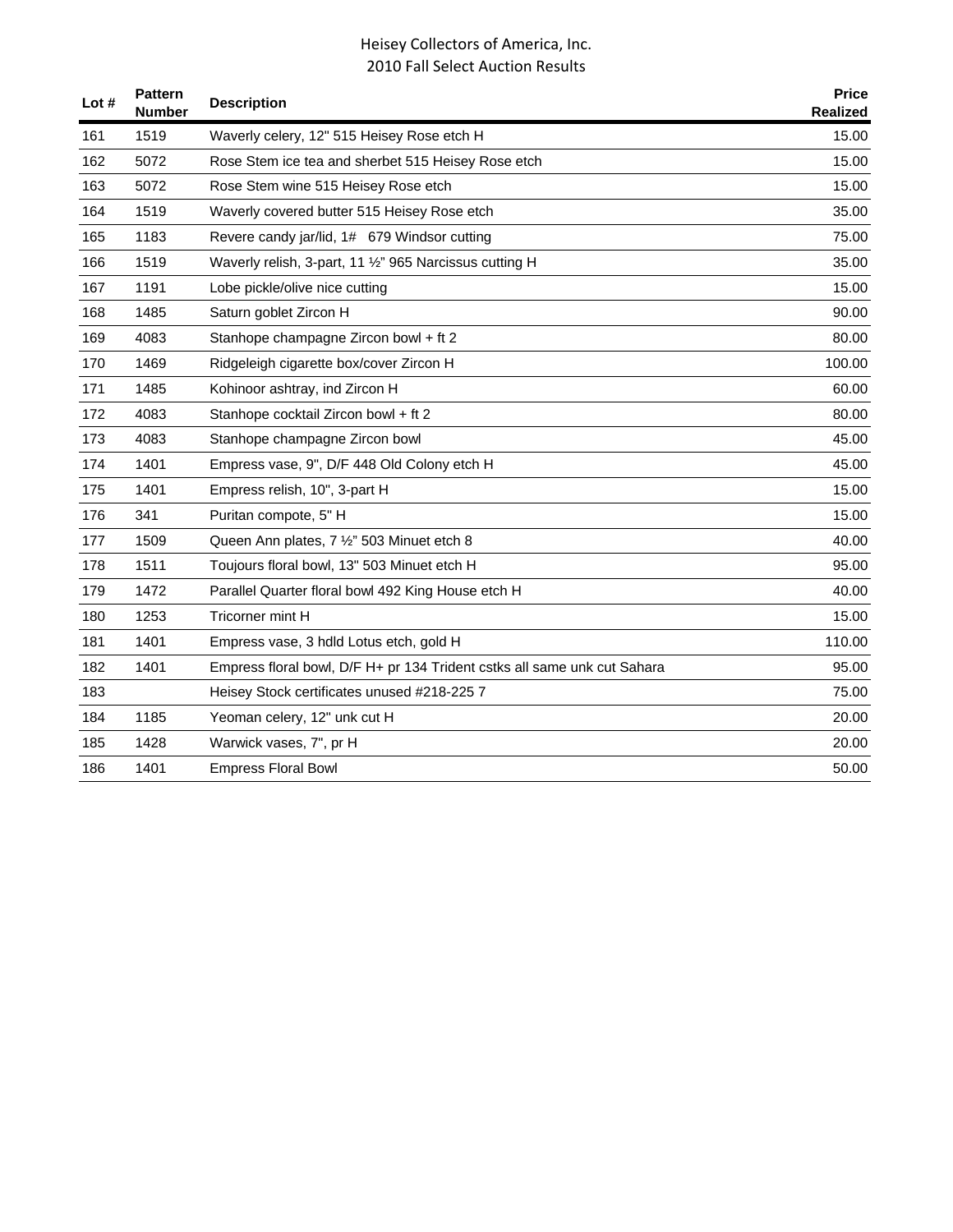Heisey Collectors of America, Inc.
2010 Fall Select Auction Results

| Lot # | Pattern Number | Description | Price Realized |
|---|---|---|---|
| 161 | 1519 | Waverly celery, 12" 515 Heisey Rose etch H | 15.00 |
| 162 | 5072 | Rose Stem ice tea and sherbet 515 Heisey Rose etch | 15.00 |
| 163 | 5072 | Rose Stem wine 515 Heisey Rose etch | 15.00 |
| 164 | 1519 | Waverly covered butter 515 Heisey Rose etch | 35.00 |
| 165 | 1183 | Revere candy jar/lid, 1# 679 Windsor cutting | 75.00 |
| 166 | 1519 | Waverly relish, 3-part, 11 ½" 965 Narcissus cutting H | 35.00 |
| 167 | 1191 | Lobe pickle/olive nice cutting | 15.00 |
| 168 | 1485 | Saturn goblet Zircon H | 90.00 |
| 169 | 4083 | Stanhope champagne Zircon bowl + ft 2 | 80.00 |
| 170 | 1469 | Ridgeleigh cigarette box/cover Zircon H | 100.00 |
| 171 | 1485 | Kohinoor ashtray, ind Zircon H | 60.00 |
| 172 | 4083 | Stanhope cocktail Zircon bowl + ft 2 | 80.00 |
| 173 | 4083 | Stanhope champagne Zircon bowl | 45.00 |
| 174 | 1401 | Empress vase, 9", D/F 448 Old Colony etch H | 45.00 |
| 175 | 1401 | Empress relish, 10", 3-part H | 15.00 |
| 176 | 341 | Puritan compote, 5" H | 15.00 |
| 177 | 1509 | Queen Ann plates, 7 ½" 503 Minuet etch 8 | 40.00 |
| 178 | 1511 | Toujours floral bowl, 13" 503 Minuet etch H | 95.00 |
| 179 | 1472 | Parallel Quarter floral bowl 492 King House etch H | 40.00 |
| 180 | 1253 | Tricorner mint H | 15.00 |
| 181 | 1401 | Empress vase, 3 hdld Lotus etch, gold H | 110.00 |
| 182 | 1401 | Empress floral bowl, D/F H+ pr 134 Trident cstks all same unk cut Sahara | 95.00 |
| 183 | | Heisey Stock certificates unused #218-225 7 | 75.00 |
| 184 | 1185 | Yeoman celery, 12" unk cut H | 20.00 |
| 185 | 1428 | Warwick vases, 7", pr H | 20.00 |
| 186 | 1401 | Empress Floral Bowl | 50.00 |